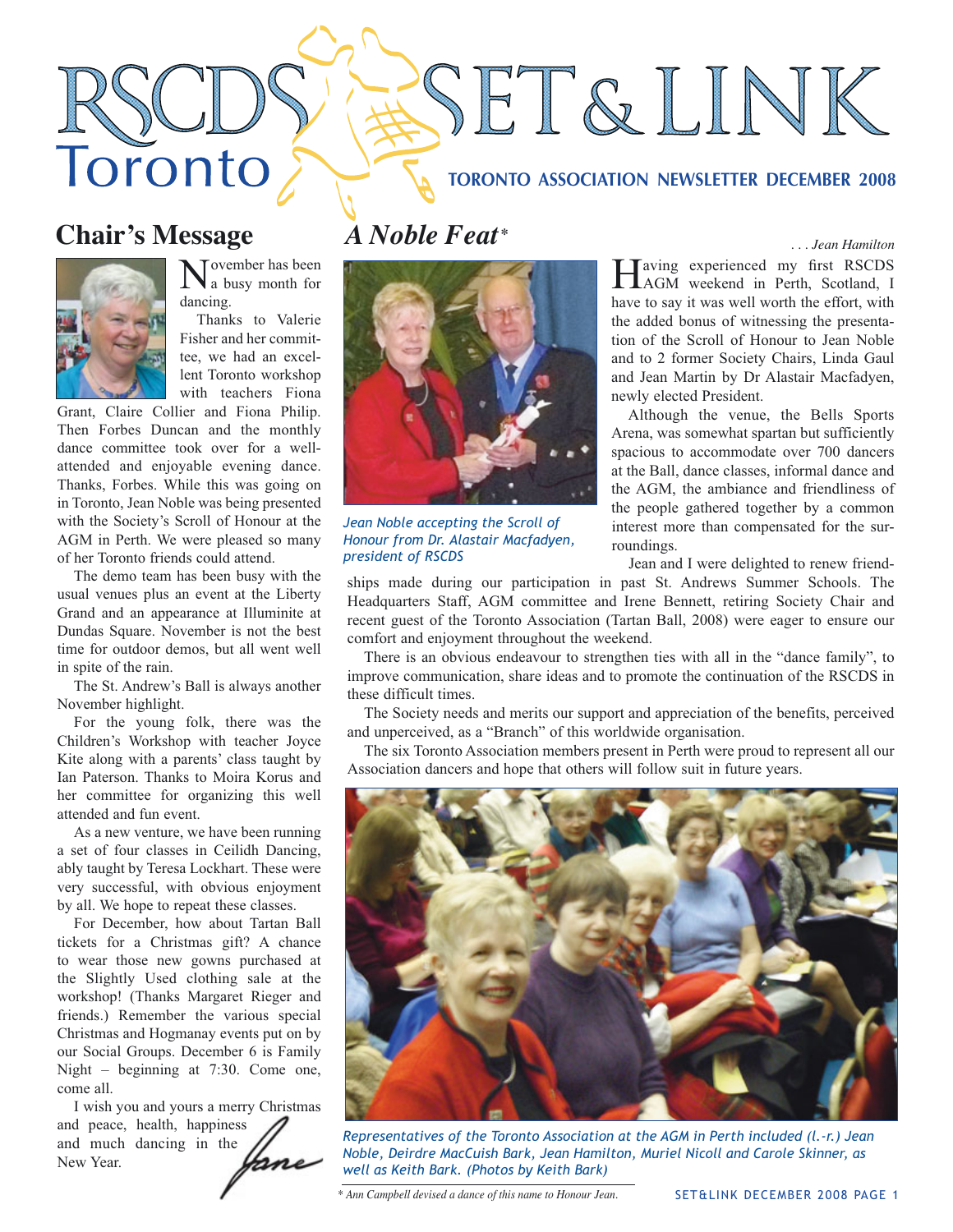# RSCDS Toronto SET & LINK

**TORONTO ASSOCIATION NEWSLETTER DECEMBER 2008**

## Chair's Message

November has been a busy month for dancing.

Thanks to Valerie Fisher and her committee, we had an excellent Toronto workshop with teachers Fiona Grant, Claire Collier and Fiona Philip. Then Forbes Duncan and the monthly dance committee took over for a well-attended and enjoyable evening dance. Thanks, Forbes. While this was going on in Toronto, Jean Noble was being presented with the Society's Scroll of Honour at the AGM in Perth. We were pleased so many of her Toronto friends could attend.

The demo team has been busy with the usual venues plus an event at the Liberty Grand and an appearance at Illuminite at Dundas Square. November is not the best time for outdoor demos, but all went well in spite of the rain.

The St. Andrew's Ball is always another November highlight.

For the young folk, there was the Children's Workshop with teacher Joyce Kite along with a parents' class taught by Ian Paterson. Thanks to Moira Korus and her committee for organizing this well attended and fun event.

As a new venture, we have been running a set of four classes in Ceilidh Dancing, ably taught by Teresa Lockhart. These were very successful, with obvious enjoyment by all. We hope to repeat these classes.

For December, how about Tartan Ball tickets for a Christmas gift? A chance to wear those new gowns purchased at the Slightly Used clothing sale at the workshop! (Thanks Margaret Rieger and friends.) Remember the various special Christmas and Hogmanay events put on by our Social Groups. December 6 is Family Night – beginning at 7:30. Come one, come all.

I wish you and yours a merry Christmas and peace, health, happiness and much dancing in the New Year.

*Jane*

## *A Noble Feat*\*

*. . . Jean Hamilton*

*Jean Noble accepting the Scroll of Honour from Dr. Alastair Macfadyen, president of RSCDS*

Having experienced my first RSCDS AGM weekend in Perth, Scotland, I have to say it was well worth the effort, with the added bonus of witnessing the presentation of the Scroll of Honour to Jean Noble and to 2 former Society Chairs, Linda Gaul and Jean Martin by Dr Alastair Macfadyen, newly elected President.

Although the venue, the Bells Sports Arena, was somewhat spartan but sufficiently spacious to accommodate over 700 dancers at the Ball, dance classes, informal dance and the AGM, the ambiance and friendliness of the people gathered together by a common interest more than compensated for the surroundings.

Jean and I were delighted to renew friendships made during our participation in past St. Andrews Summer Schools. The Headquarters Staff, AGM committee and Irene Bennett, retiring Society Chair and recent guest of the Toronto Association (Tartan Ball, 2008) were eager to ensure our comfort and enjoyment throughout the weekend.

There is an obvious endeavour to strengthen ties with all in the "dance family", to improve communication, share ideas and to promote the continuation of the RSCDS in these difficult times.

The Society needs and merits our support and appreciation of the benefits, perceived and unperceived, as a "Branch" of this worldwide organisation.

The six Toronto Association members present in Perth were proud to represent all our Association dancers and hope that others will follow suit in future years.

*Representatives of the Toronto Association at the AGM in Perth included (l.-r.) Jean Noble, Deirdre MacCuish Bark, Jean Hamilton, Muriel Nicoll and Carole Skinner, as well as Keith Bark. (Photos by Keith Bark)*

\* *Ann Campbell devised a dance of this name to Honour Jean.*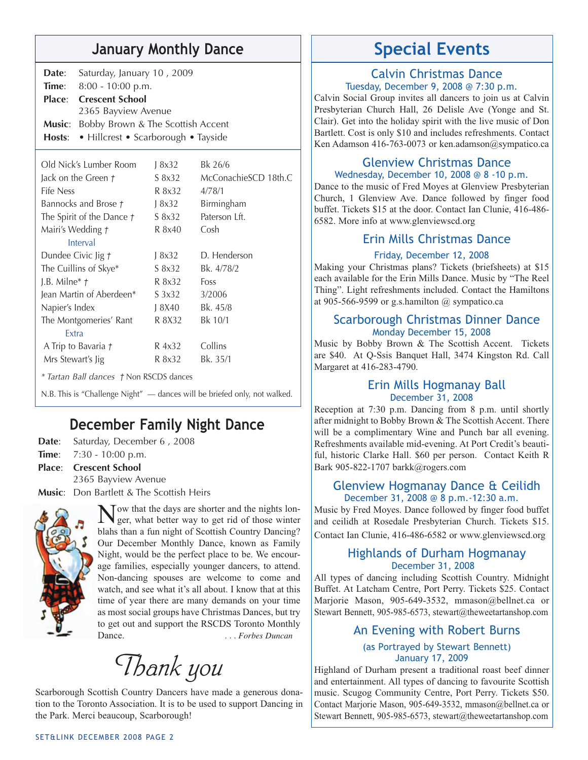## January Monthly Dance

**Date**: Saturday, January 10 , 2009
**Time**: 8:00 - 10:00 p.m.
**Place**: **Crescent School**
2365 Bayview Avenue
**Music**: Bobby Brown & The Scottish Accent
**Hosts**: • Hillcrest • Scarborough • Tayside

| | | |
|---|---|---|
| Old Nick's Lumber Room | J 8x32 | Bk 26/6 |
| Jack on the Green † | S 8x32 | McConachieSCD 18th.C |
| Fife Ness | R 8x32 | 4/78/1 |
| Bannocks and Brose † | J 8x32 | Birmingham |
| The Spirit of the Dance † | S 8x32 | Paterson Lft. |
| Mairi's Wedding † | R 8x40 | Cosh |
| Interval | | |
| Dundee Civic Jig † | J 8x32 | D. Henderson |
| The Cuillins of Skye* | S 8x32 | Bk. 4/78/2 |
| J.B. Milne* † | R 8x32 | Foss |
| Jean Martin of Aberdeen* | S 3x32 | 3/2006 |
| Napier's Index | J 8X40 | Bk. 45/8 |
| The Montgomeries' Rant | R 8X32 | Bk 10/1 |
| Extra | | |
| A Trip to Bavaria † | R 4x32 | Collins |
| Mrs Stewart's Jig | R 8x32 | Bk. 35/1 |

*\* Tartan Ball dances* † Non RSCDS dances

N.B. This is "Challenge Night" — dances will be briefed only, not walked.

## December Family Night Dance

**Date**: Saturday, December 6 , 2008
**Time**: 7:30 - 10:00 p.m.
**Place**: **Crescent School**
2365 Bayview Avenue
**Music**: Don Bartlett & The Scottish Heirs

Now that the days are shorter and the nights longer, what better way to get rid of those winter blahs than a fun night of Scottish Country Dancing? Our December Monthly Dance, known as Family Night, would be the perfect place to be. We encourage families, especially younger dancers, to attend. Non-dancing spouses are welcome to come and watch, and see what it's all about. I know that at this time of year there are many demands on your time as most social groups have Christmas Dances, but try to get out and support the RSCDS Toronto Monthly Dance. *. . . Forbes Duncan*

## *Thank you*

Scarborough Scottish Country Dancers have made a generous donation to the Toronto Association. It is to be used to support Dancing in the Park. Merci beaucoup, Scarborough!

## Special Events

### Calvin Christmas Dance
Tuesday, December 9, 2008 @ 7:30 p.m.

Calvin Social Group invites all dancers to join us at Calvin Presbyterian Church Hall, 26 Delisle Ave (Yonge and St. Clair). Get into the holiday spirit with the live music of Don Bartlett. Cost is only $10 and includes refreshments. Contact Ken Adamson 416-763-0073 or ken.adamson@sympatico.ca

### Glenview Christmas Dance
Wednesday, December 10, 2008 @ 8 -10 p.m.

Dance to the music of Fred Moyes at Glenview Presbyterian Church, 1 Glenview Ave. Dance followed by finger food buffet. Tickets $15 at the door. Contact Ian Clunie, 416-486-6582. More info at www.glenviewscd.org

### Erin Mills Christmas Dance
Friday, December 12, 2008

Making your Christmas plans? Tickets (briefsheets) at $15 each available for the Erin Mills Dance. Music by "The Reel Thing". Light refreshments included. Contact the Hamiltons at 905-566-9599 or g.s.hamilton @ sympatico.ca

### Scarborough Christmas Dinner Dance
Monday December 15, 2008

Music by Bobby Brown & The Scottish Accent. Tickets are $40. At Q-Ssis Banquet Hall, 3474 Kingston Rd. Call Margaret at 416-283-4790.

### Erin Mills Hogmanay Ball
December 31, 2008

Reception at 7:30 p.m. Dancing from 8 p.m. until shortly after midnight to Bobby Brown & The Scottish Accent. There will be a complimentary Wine and Punch bar all evening. Refreshments available mid-evening. At Port Credit's beautiful, historic Clarke Hall. $60 per person. Contact Keith R Bark 905-822-1707 barkk@rogers.com

### Glenview Hogmanay Dance & Ceilidh
December 31, 2008 @ 8 p.m.-12:30 a.m.

Music by Fred Moyes. Dance followed by finger food buffet and ceilidh at Rosedale Presbyterian Church. Tickets $15. Contact Ian Clunie, 416-486-6582 or www.glenviewscd.org

### Highlands of Durham Hogmanay
December 31, 2008

All types of dancing including Scottish Country. Midnight Buffet. At Latcham Centre, Port Perry. Tickets $25. Contact Marjorie Mason, 905-649-3532, mmason@bellnet.ca or Stewart Bennett, 905-985-6573, stewart@theweetartanshop.com

### An Evening with Robert Burns
(as Portrayed by Stewart Bennett)
January 17, 2009

Highland of Durham present a traditional roast beef dinner and entertainment. All types of dancing to favourite Scottish music. Scugog Community Centre, Port Perry. Tickets $50. Contact Marjorie Mason, 905-649-3532, mmason@bellnet.ca or Stewart Bennett, 905-985-6573, stewart@theweetartanshop.com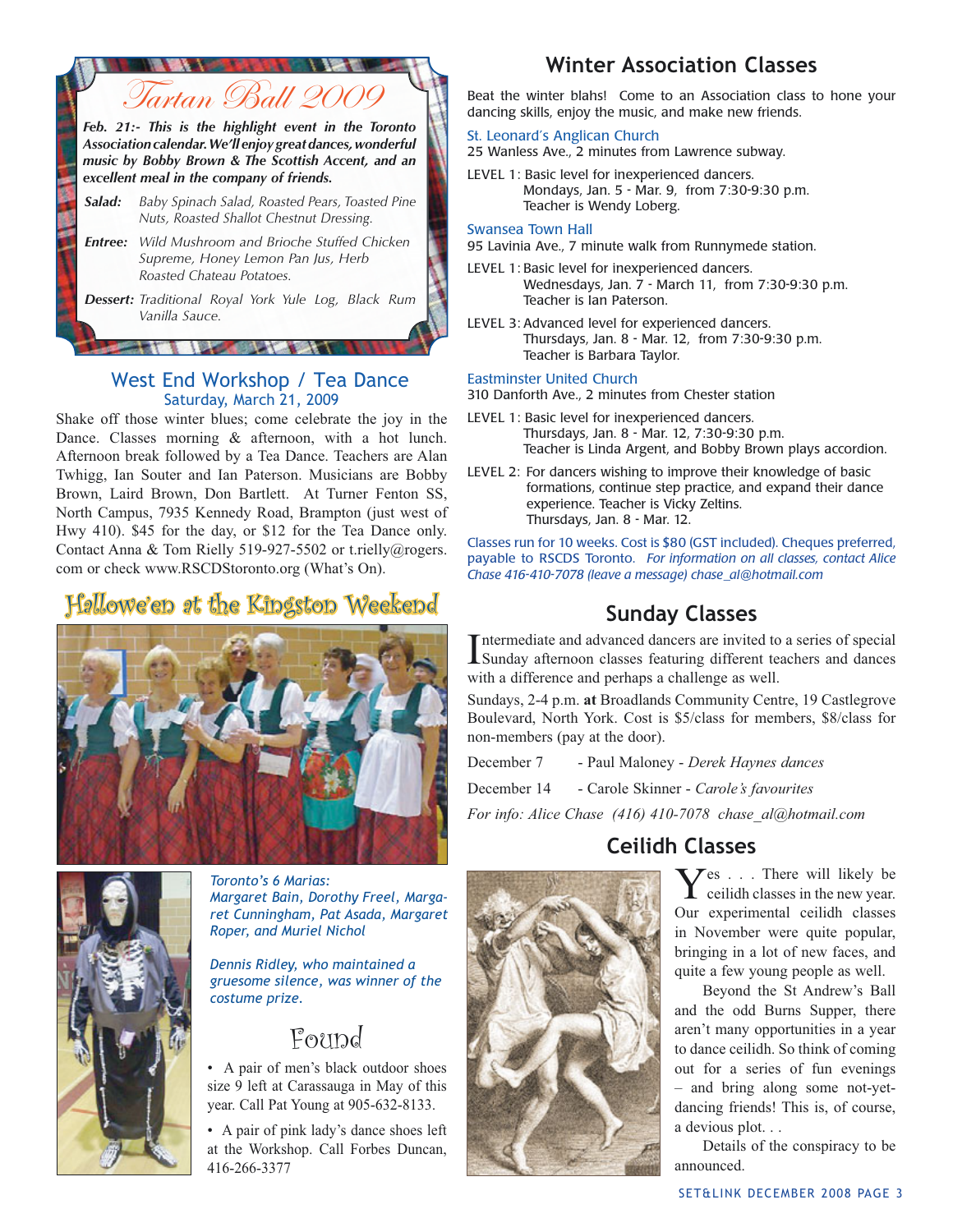# Tartan Ball 2009

***Feb. 21:- This is the highlight event in the Toronto Association calendar. We'll enjoy great dances, wonderful music by Bobby Brown & The Scottish Accent, and an excellent meal in the company of friends.***

***Salad:*** *Baby Spinach Salad, Roasted Pears, Toasted Pine Nuts, Roasted Shallot Chestnut Dressing.*

***Entree:*** *Wild Mushroom and Brioche Stuffed Chicken Supreme, Honey Lemon Pan Jus, Herb Roasted Chateau Potatoes.*

***Dessert:*** *Traditional Royal York Yule Log, Black Rum Vanilla Sauce.*

## West End Workshop / Tea Dance

Saturday, March 21, 2009

Shake off those winter blues; come celebrate the joy in the Dance. Classes morning & afternoon, with a hot lunch. Afternoon break followed by a Tea Dance. Teachers are Alan Twhigg, Ian Souter and Ian Paterson. Musicians are Bobby Brown, Laird Brown, Don Bartlett. At Turner Fenton SS, North Campus, 7935 Kennedy Road, Brampton (just west of Hwy 410). $45 for the day, or $12 for the Tea Dance only. Contact Anna & Tom Rielly 519-927-5502 or t.rielly@rogers.com or check www.RSCDStoronto.org (What's On).

## Hallowe'en at the Kingston Weekend

*Toronto's 6 Marias: Margaret Bain, Dorothy Freel, Margaret Cunningham, Pat Asada, Margaret Roper, and Muriel Nichol*

*Dennis Ridley, who maintained a gruesome silence, was winner of the costume prize.*

## Found

- A pair of men's black outdoor shoes size 9 left at Carassauga in May of this year. Call Pat Young at 905-632-8133.
- A pair of pink lady's dance shoes left at the Workshop. Call Forbes Duncan, 416-266-3377

## Winter Association Classes

Beat the winter blahs! Come to an Association class to hone your dancing skills, enjoy the music, and make new friends.

**St. Leonard's Anglican Church**
25 Wanless Ave., 2 minutes from Lawrence subway.

LEVEL 1: Basic level for inexperienced dancers.
Mondays, Jan. 5 - Mar. 9, from 7:30-9:30 p.m.
Teacher is Wendy Loberg.

**Swansea Town Hall**
95 Lavinia Ave., 7 minute walk from Runnymede station.

LEVEL 1: Basic level for inexperienced dancers.
Wednesdays, Jan. 7 - March 11, from 7:30-9:30 p.m.
Teacher is Ian Paterson.

LEVEL 3: Advanced level for experienced dancers.
Thursdays, Jan. 8 - Mar. 12, from 7:30-9:30 p.m.
Teacher is Barbara Taylor.

**Eastminster United Church**
310 Danforth Ave., 2 minutes from Chester station

LEVEL 1: Basic level for inexperienced dancers.
Thursdays, Jan. 8 - Mar. 12, 7:30-9:30 p.m.
Teacher is Linda Argent, and Bobby Brown plays accordion.

LEVEL 2: For dancers wishing to improve their knowledge of basic formations, continue step practice, and expand their dance experience. Teacher is Vicky Zeltins.
Thursdays, Jan. 8 - Mar. 12.

Classes run for 10 weeks. Cost is $80 (GST included). Cheques preferred, payable to RSCDS Toronto. *For information on all classes, contact Alice Chase 416-410-7078 (leave a message) chase_al@hotmail.com*

## Sunday Classes

Intermediate and advanced dancers are invited to a series of special Sunday afternoon classes featuring different teachers and dances with a difference and perhaps a challenge as well.

Sundays, 2-4 p.m. **at** Broadlands Community Centre, 19 Castlegrove Boulevard, North York. Cost is $5/class for members, $8/class for non-members (pay at the door).

December 7 - Paul Maloney - *Derek Haynes dances*

December 14 - Carole Skinner - *Carole's favourites*

*For info: Alice Chase (416) 410-7078 chase_al@hotmail.com*

## Ceilidh Classes

Yes . . . There will likely be ceilidh classes in the new year. Our experimental ceilidh classes in November were quite popular, bringing in a lot of new faces, and quite a few young people as well.

Beyond the St Andrew's Ball and the odd Burns Supper, there aren't many opportunities in a year to dance ceilidh. So think of coming out for a series of fun evenings – and bring along some not-yet-dancing friends! This is, of course, a devious plot. . .

Details of the conspiracy to be announced.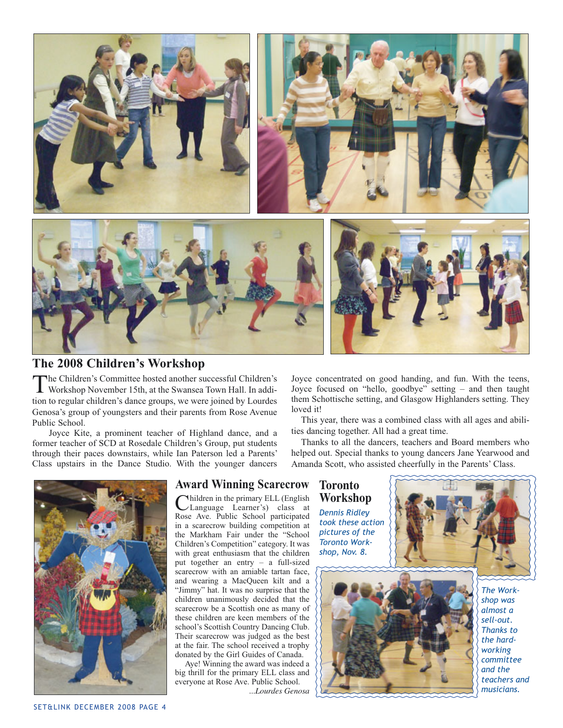## The 2008 Children's Workshop

The Children's Committee hosted another successful Children's Workshop November 15th, at the Swansea Town Hall. In addition to regular children's dance groups, we were joined by Lourdes Genosa's group of youngsters and their parents from Rose Avenue Public School.

Joyce Kite, a prominent teacher of Highland dance, and a former teacher of SCD at Rosedale Children's Group, put students through their paces downstairs, while Ian Paterson led a Parents' Class upstairs in the Dance Studio. With the younger dancers Joyce concentrated on good handing, and fun. With the teens, Joyce focused on "hello, goodbye" setting – and then taught them Schottische setting, and Glasgow Highlanders setting. They loved it!

This year, there was a combined class with all ages and abilities dancing together. All had a great time.

Thanks to all the dancers, teachers and Board members who helped out. Special thanks to young dancers Jane Yearwood and Amanda Scott, who assisted cheerfully in the Parents' Class.

## Award Winning Scarecrow

Children in the primary ELL (English Language Learner's) class at Rose Ave. Public School participated in a scarecrow building competition at the Markham Fair under the "School Children's Competition" category. It was with great enthusiasm that the children put together an entry – a full-sized scarecrow with an amiable tartan face, and wearing a MacQueen kilt and a "Jimmy" hat. It was no surprise that the children unanimously decided that the scarecrow be a Scottish one as many of these children are keen members of the school's Scottish Country Dancing Club. Their scarecrow was judged as the best at the fair. The school received a trophy donated by the Girl Guides of Canada.

Aye! Winning the award was indeed a big thrill for the primary ELL class and everyone at Rose Ave. Public School.

*...Lourdes Genosa*

## Toronto Workshop

*Dennis Ridley took these action pictures of the Toronto Workshop, Nov. 8.*

*The Workshop was almost a sell-out. Thanks to the hard-working committee and the teachers and musicians.*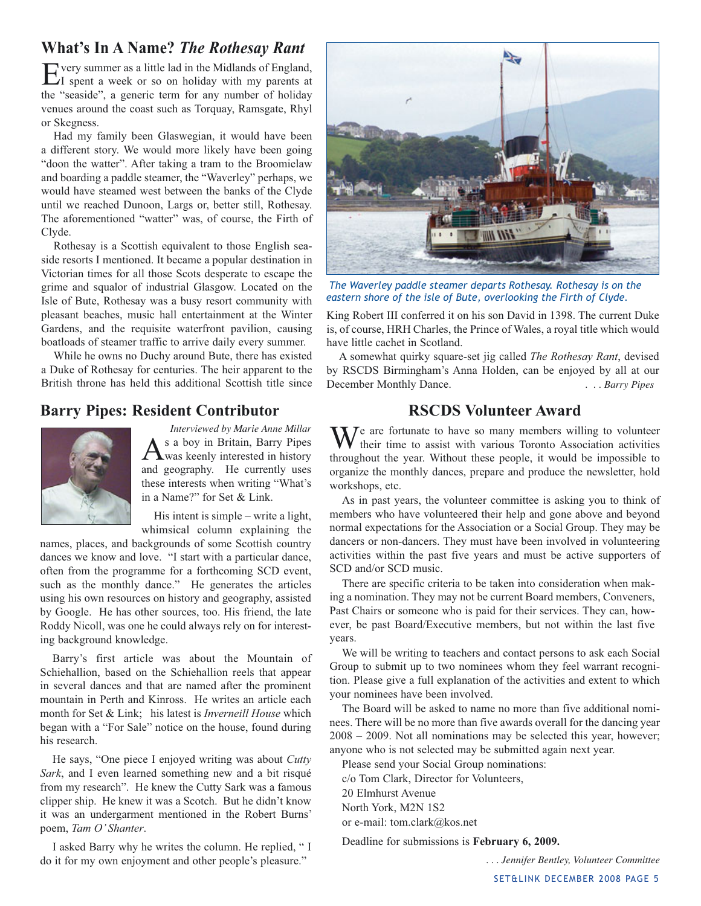## What's In A Name? *The Rothesay Rant*

Every summer as a little lad in the Midlands of England, I spent a week or so on holiday with my parents at the "seaside", a generic term for any number of holiday venues around the coast such as Torquay, Ramsgate, Rhyl or Skegness.

Had my family been Glaswegian, it would have been a different story. We would more likely have been going "doon the watter". After taking a tram to the Broomielaw and boarding a paddle steamer, the "Waverley" perhaps, we would have steamed west between the banks of the Clyde until we reached Dunoon, Largs or, better still, Rothesay. The aforementioned "watter" was, of course, the Firth of Clyde.

Rothesay is a Scottish equivalent to those English seaside resorts I mentioned. It became a popular destination in Victorian times for all those Scots desperate to escape the grime and squalor of industrial Glasgow. Located on the Isle of Bute, Rothesay was a busy resort community with pleasant beaches, music hall entertainment at the Winter Gardens, and the requisite waterfront pavilion, causing boatloads of steamer traffic to arrive daily every summer.

While he owns no Duchy around Bute, there has existed a Duke of Rothesay for centuries. The heir apparent to the British throne has held this additional Scottish title since King Robert III conferred it on his son David in 1398. The current Duke is, of course, HRH Charles, the Prince of Wales, a royal title which would have little cachet in Scotland.

*The Waverley paddle steamer departs Rothesay. Rothesay is on the eastern shore of the isle of Bute, overlooking the Firth of Clyde.*

A somewhat quirky square-set jig called *The Rothesay Rant*, devised by RSCDS Birmingham's Anna Holden, can be enjoyed by all at our December Monthly Dance.

*. . . Barry Pipes*

## Barry Pipes: Resident Contributor

*Interviewed by Marie Anne Millar*

As a boy in Britain, Barry Pipes was keenly interested in history and geography. He currently uses these interests when writing "What's in a Name?" for Set & Link.

His intent is simple – write a light, whimsical column explaining the names, places, and backgrounds of some Scottish country dances we know and love. "I start with a particular dance, often from the programme for a forthcoming SCD event, such as the monthly dance." He generates the articles using his own resources on history and geography, assisted by Google. He has other sources, too. His friend, the late Roddy Nicoll, was one he could always rely on for interesting background knowledge.

Barry's first article was about the Mountain of Schiehallion, based on the Schiehallion reels that appear in several dances and that are named after the prominent mountain in Perth and Kinross. He writes an article each month for Set & Link; his latest is *Inverneill House* which began with a "For Sale" notice on the house, found during his research.

He says, "One piece I enjoyed writing was about *Cutty Sark*, and I even learned something new and a bit risqué from my research". He knew the Cutty Sark was a famous clipper ship. He knew it was a Scotch. But he didn't know it was an undergarment mentioned in the Robert Burns' poem, *Tam O' Shanter*.

I asked Barry why he writes the column. He replied, " I do it for my own enjoyment and other people's pleasure."

## RSCDS Volunteer Award

We are fortunate to have so many members willing to volunteer their time to assist with various Toronto Association activities throughout the year. Without these people, it would be impossible to organize the monthly dances, prepare and produce the newsletter, hold workshops, etc.

As in past years, the volunteer committee is asking you to think of members who have volunteered their help and gone above and beyond normal expectations for the Association or a Social Group. They may be dancers or non-dancers. They must have been involved in volunteering activities within the past five years and must be active supporters of SCD and/or SCD music.

There are specific criteria to be taken into consideration when making a nomination. They may not be current Board members, Conveners, Past Chairs or someone who is paid for their services. They can, however, be past Board/Executive members, but not within the last five years.

We will be writing to teachers and contact persons to ask each Social Group to submit up to two nominees whom they feel warrant recognition. Please give a full explanation of the activities and extent to which your nominees have been involved.

The Board will be asked to name no more than five additional nominees. There will be no more than five awards overall for the dancing year 2008 – 2009. Not all nominations may be selected this year, however; anyone who is not selected may be submitted again next year.

Please send your Social Group nominations:
c/o Tom Clark, Director for Volunteers,
20 Elmhurst Avenue
North York, M2N 1S2
or e-mail: tom.clark@kos.net

Deadline for submissions is **February 6, 2009.**

*. . . Jennifer Bentley, Volunteer Committee*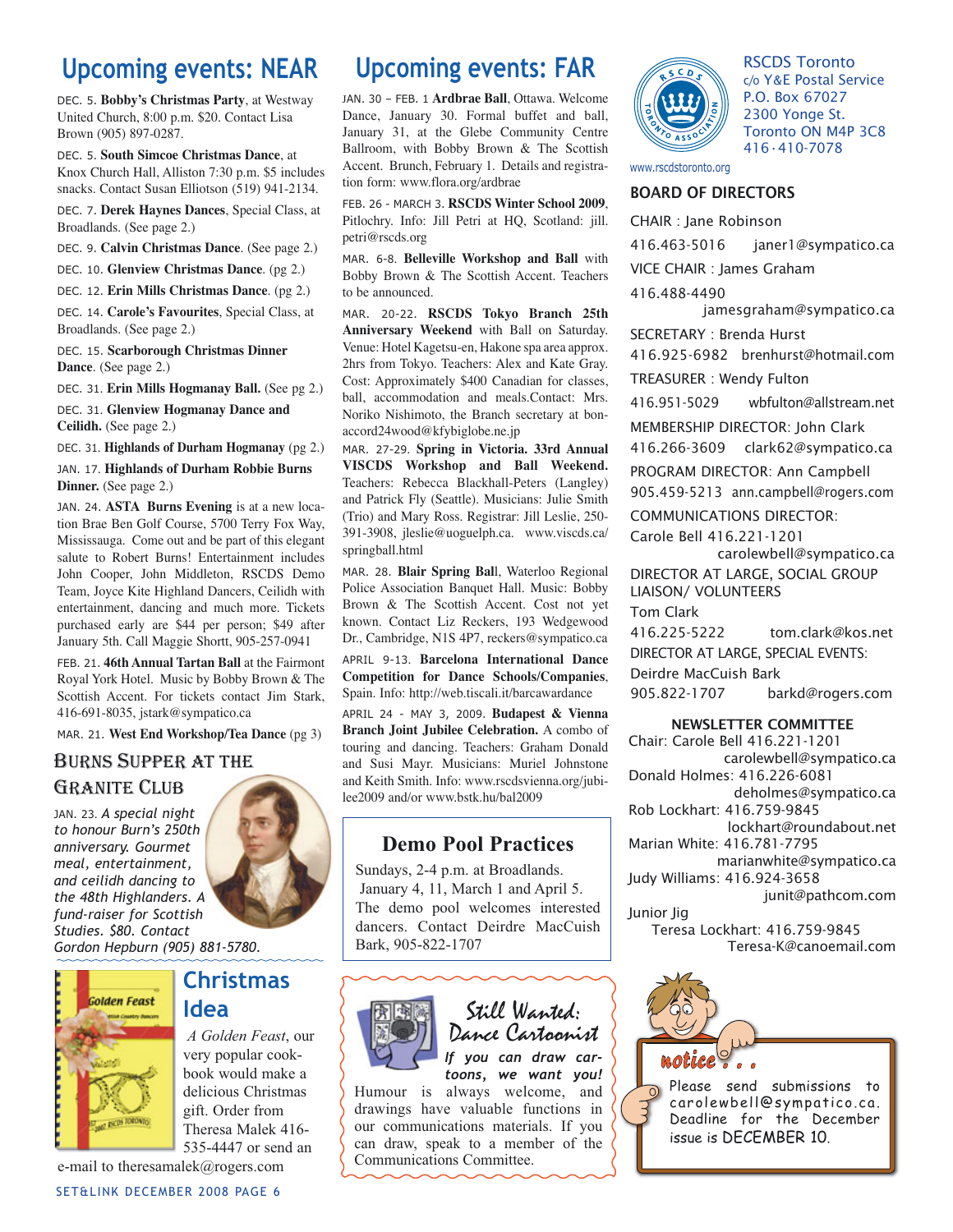# Upcoming events: NEAR

DEC. 5. **Bobby's Christmas Party**, at Westway United Church, 8:00 p.m. $20. Contact Lisa Brown (905) 897-0287.

DEC. 5. **South Simcoe Christmas Dance**, at Knox Church Hall, Alliston 7:30 p.m. $5 includes snacks. Contact Susan Elliotson (519) 941-2134.

DEC. 7. **Derek Haynes Dances**, Special Class, at Broadlands. (See page 2.)

DEC. 9. **Calvin Christmas Dance**. (See page 2.)

DEC. 10. **Glenview Christmas Dance**. (pg 2.)

DEC. 12. **Erin Mills Christmas Dance**. (pg 2.)

DEC. 14. **Carole's Favourites**, Special Class, at Broadlands. (See page 2.)

DEC. 15. **Scarborough Christmas Dinner Dance**. (See page 2.)

DEC. 31. **Erin Mills Hogmanay Ball.** (See pg 2.)

DEC. 31. **Glenview Hogmanay Dance and Ceilidh.** (See page 2.)

DEC. 31. **Highlands of Durham Hogmanay** (pg 2.)

JAN. 17. **Highlands of Durham Robbie Burns Dinner.** (See page 2.)

JAN. 24. **ASTA Burns Evening** is at a new location Brae Ben Golf Course, 5700 Terry Fox Way, Mississauga. Come out and be part of this elegant salute to Robert Burns! Entertainment includes John Cooper, John Middleton, RSCDS Demo Team, Joyce Kite Highland Dancers, Ceilidh with entertainment, dancing and much more. Tickets purchased early are $44 per person; $49 after January 5th. Call Maggie Shortt, 905-257-0941

FEB. 21. **46th Annual Tartan Ball** at the Fairmont Royal York Hotel. Music by Bobby Brown & The Scottish Accent. For tickets contact Jim Stark, 416-691-8035, jstark@sympatico.ca

MAR. 21. **West End Workshop/Tea Dance** (pg 3)

## Burns Supper at the Granite Club

JAN. 23. *A special night to honour Burn's 250th anniversary. Gourmet meal, entertainment, and ceilidh dancing to the 48th Highlanders. A fund-raiser for Scottish Studies. $80. Contact Gordon Hepburn (905) 881-5780.*

## Christmas Idea

*A Golden Feast*, our very popular cookbook would make a delicious Christmas gift. Order from Theresa Malek 416-535-4447 or send an e-mail to theresamalek@rogers.com

# Upcoming events: FAR

JAN. 30 – FEB. 1 **Ardbrae Ball**, Ottawa. Welcome Dance, January 30. Formal buffet and ball, January 31, at the Glebe Community Centre Ballroom, with Bobby Brown & The Scottish Accent. Brunch, February 1. Details and registration form: www.flora.org/ardbrae

FEB. 26 - MARCH 3. **RSCDS Winter School 2009**, Pitlochry. Info: Jill Petri at HQ, Scotland: jill.petri@rscds.org

MAR. 6-8. **Belleville Workshop and Ball** with Bobby Brown & The Scottish Accent. Teachers to be announced.

MAR. 20-22. **RSCDS Tokyo Branch 25th Anniversary Weekend** with Ball on Saturday. Venue: Hotel Kagetsu-en, Hakone spa area approx. 2hrs from Tokyo. Teachers: Alex and Kate Gray. Cost: Approximately $400 Canadian for classes, ball, accommodation and meals.Contact: Mrs. Noriko Nishimoto, the Branch secretary at bon-accord24wood@kfybiglobe.ne.jp

MAR. 27-29. **Spring in Victoria. 33rd Annual VISCDS Workshop and Ball Weekend.** Teachers: Rebecca Blackhall-Peters (Langley) and Patrick Fly (Seattle). Musicians: Julie Smith (Trio) and Mary Ross. Registrar: Jill Leslie, 250-391-3908, jleslie@uoguelph.ca. www.viscds.ca/springball.html

MAR. 28. **Blair Spring Bal**l, Waterloo Regional Police Association Banquet Hall. Music: Bobby Brown & The Scottish Accent. Cost not yet known. Contact Liz Reckers, 193 Wedgewood Dr., Cambridge, N1S 4P7, reckers@sympatico.ca

APRIL 9-13. **Barcelona International Dance Competition for Dance Schools/Companies**, Spain. Info: http://web.tiscali.it/barcawardance

APRIL 24 - MAY 3, 2009. **Budapest & Vienna Branch Joint Jubilee Celebration.** A combo of touring and dancing. Teachers: Graham Donald and Susi Mayr. Musicians: Muriel Johnstone and Keith Smith. Info: www.rscdsvienna.org/jubilee2009 and/or www.bstk.hu/bal2009

## Demo Pool Practices

Sundays, 2-4 p.m. at Broadlands. January 4, 11, March 1 and April 5. The demo pool welcomes interested dancers. Contact Deirdre MacCuish Bark, 905-822-1707

## Still Wanted: Dance Cartoonist

***If you can draw cartoons, we want you!*** Humour is always welcome, and drawings have valuable functions in our communications materials. If you can draw, speak to a member of the Communications Committee.

RSCDS Toronto
c/o Y&E Postal Service
P.O. Box 67027
2300 Yonge St.
Toronto ON M4P 3C8
416-410-7078

www.rscdstoronto.org

## BOARD OF DIRECTORS

CHAIR : Jane Robinson
416.463-5016 janer1@sympatico.ca

VICE CHAIR : James Graham
416.488-4490 jamesgraham@sympatico.ca

SECRETARY : Brenda Hurst
416.925-6982 brenhurst@hotmail.com

TREASURER : Wendy Fulton
416.951-5029 wbfulton@allstream.net

MEMBERSHIP DIRECTOR: John Clark
416.266-3609 clark62@sympatico.ca

PROGRAM DIRECTOR: Ann Campbell
905.459-5213 ann.campbell@rogers.com

COMMUNICATIONS DIRECTOR:
Carole Bell 416.221-1201 carolewbell@sympatico.ca

DIRECTOR AT LARGE, SOCIAL GROUP LIAISON/ VOLUNTEERS
Tom Clark
416.225-5222 tom.clark@kos.net

DIRECTOR AT LARGE, SPECIAL EVENTS:
Deirdre MacCuish Bark
905.822-1707 barkd@rogers.com

### NEWSLETTER COMMITTEE

Chair: Carole Bell 416.221-1201
carolewbell@sympatico.ca
Donald Holmes: 416.226-6081
deholmes@sympatico.ca
Rob Lockhart: 416.759-9845
lockhart@roundabout.net
Marian White: 416.781-7795
marianwhite@sympatico.ca
Judy Williams: 416.924-3658
junit@pathcom.com
Junior Jig
Teresa Lockhart: 416.759-9845
Teresa-K@canoemail.com

**notice . . .**

Please send submissions to carolewbell@sympatico.ca. Deadline for the December issue is DECEMBER 10.